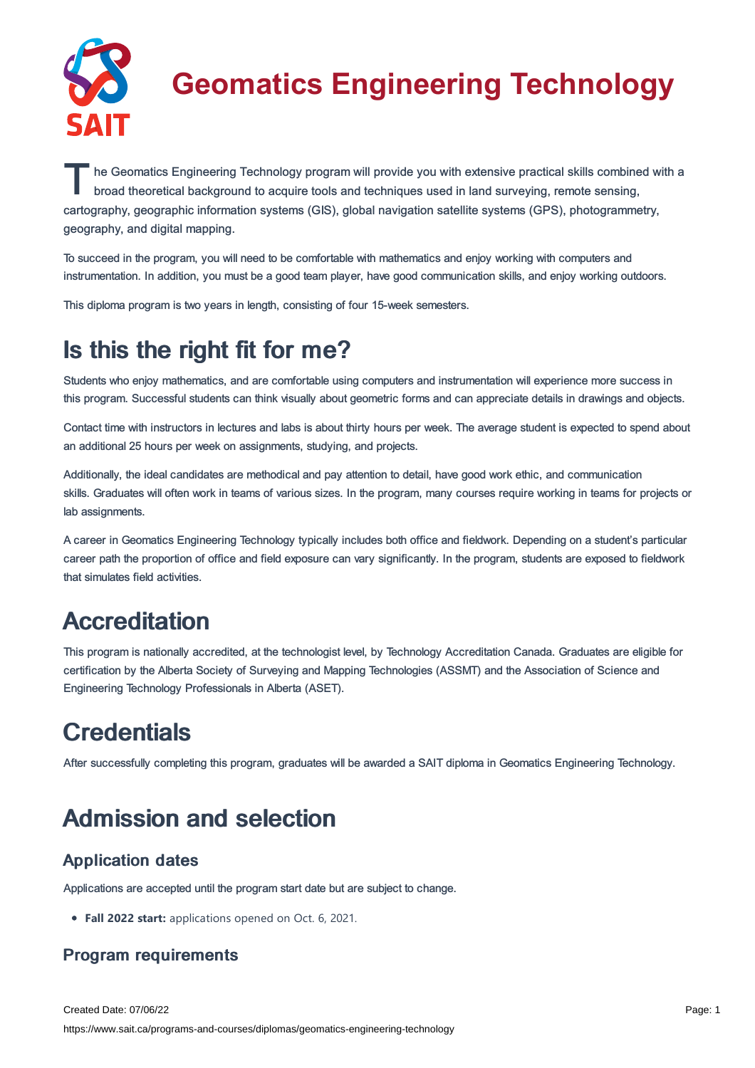# Geomatics Engineering Technology

The Geomatics Engineering Technology program will provide you with extensive practical skills combined with a broad theoretical background to acquire tools and techniques used in land surveying, remote sensing, cartography, geographic information systems (GIS), global navigation satellite systems (GPS), photogrammetry, geography, and digital mapping.

To succeed in the program, you will need to be comfortable with mathematics and enjoy working with computers and instrumentation. In addition, you must be a good team player, have good communication skills, and enjoy working outdoors.

This diploma program is two years in length, consisting of four 15-week semesters.

## Is this the right fit for me?

Students who enjoy mathematics, and are comfortable using computers and instrumentation will experience more success in this program. Successful students can think visually about geometric forms and can appreciate details in drawings and objects.

Contact time with instructors in lectures and labs is about thirty hours per week. The average student is expected to spend about an additional 25 hours per week on assignments, studying, and projects.

Additionally, the ideal candidates are methodical and pay attention to detail, have good work ethic, and communication skills. Graduates will often work in teams of various sizes. In the program, many courses require working in teams for projects or lab assignments.

A career in Geomatics Engineering Technology typically includes both office and fieldwork. Depending on a student's particular career path the proportion of office and field exposure can vary significantly. In the program, students are exposed to fieldwork that simulates field activities.

## Accreditation

This program is nationally accredited, at the technologist level, by Technology Accreditation Canada. Graduates are eligible for certification by the Alberta Society of Surveying and Mapping Technologies (ASSMT) and the Association of Science and Engineering Technology Professionals in Alberta (ASET).

## Credentials

After successfully completing this program, graduates will be awarded a SAIT diploma in Geomatics Engineering Technology.

## Admission and selection

### Application dates

Applications are accepted until the program start date but are subject to change.

- **Fall 2022 start:** applications opened on Oct. 6, 2021.

### Program requirements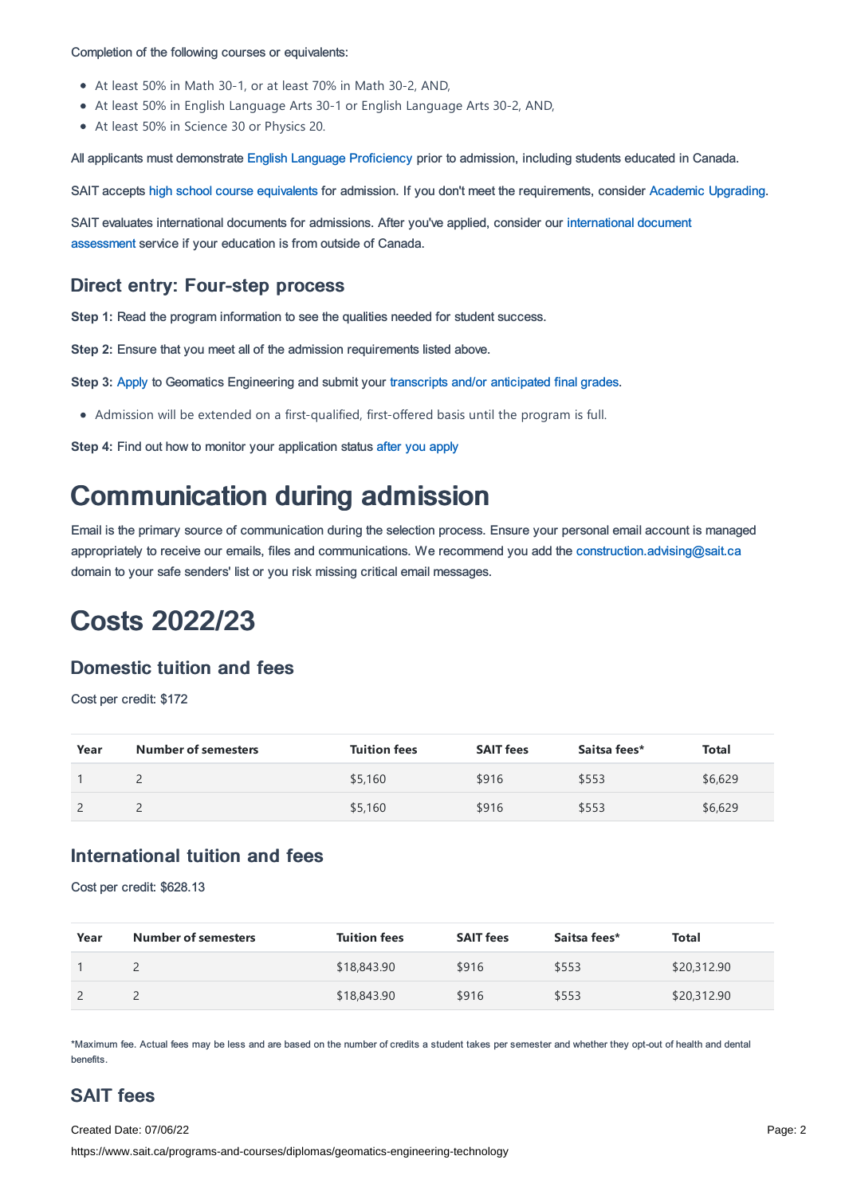Completion of the following courses or equivalents:

- At least 50% in Math 30-1, or at least 70% in Math 30-2, AND,
- At least 50% in English Language Arts 30-1 or English Language Arts 30-2, AND,
- At least 50% in Science 30 or Physics 20.

All applicants must demonstrate English Language Proficiency prior to admission, including students educated in Canada.

SAIT accepts high school course equivalents for admission. If you don't meet the requirements, consider Academic Upgrading.

SAIT evaluates international documents for admissions. After you've applied, consider our international document assessment service if your education is from outside of Canada.

### Direct entry: Four-step process

**Step 1:** Read the program information to see the qualities needed for student success.

**Step 2:** Ensure that you meet all of the admission requirements listed above.

**Step 3:** Apply to Geomatics Engineering and submit your transcripts and/or anticipated final grades.

- Admission will be extended on a first-qualified, first-offered basis until the program is full.

**Step 4:** Find out how to monitor your application status after you apply

# Communication during admission

Email is the primary source of communication during the selection process. Ensure your personal email account is managed appropriately to receive our emails, files and communications. We recommend you add the construction.advising@sait.ca domain to your safe senders' list or you risk missing critical email messages.

# Costs 2022/23

### Domestic tuition and fees

Cost per credit: $172

| Year | Number of semesters | Tuition fees | SAIT fees | Saitsa fees* | Total |
|---|---|---|---|---|---|
| 1 | 2 | $5,160 | $916 | $553 | $6,629 |
| 2 | 2 | $5,160 | $916 | $553 | $6,629 |

### International tuition and fees

Cost per credit: $628.13

| Year | Number of semesters | Tuition fees | SAIT fees | Saitsa fees* | Total |
|---|---|---|---|---|---|
| 1 | 2 | $18,843.90 | $916 | $553 | $20,312.90 |
| 2 | 2 | $18,843.90 | $916 | $553 | $20,312.90 |

*Maximum fee. Actual fees may be less and are based on the number of credits a student takes per semester and whether they opt-out of health and dental benefits.

### SAIT fees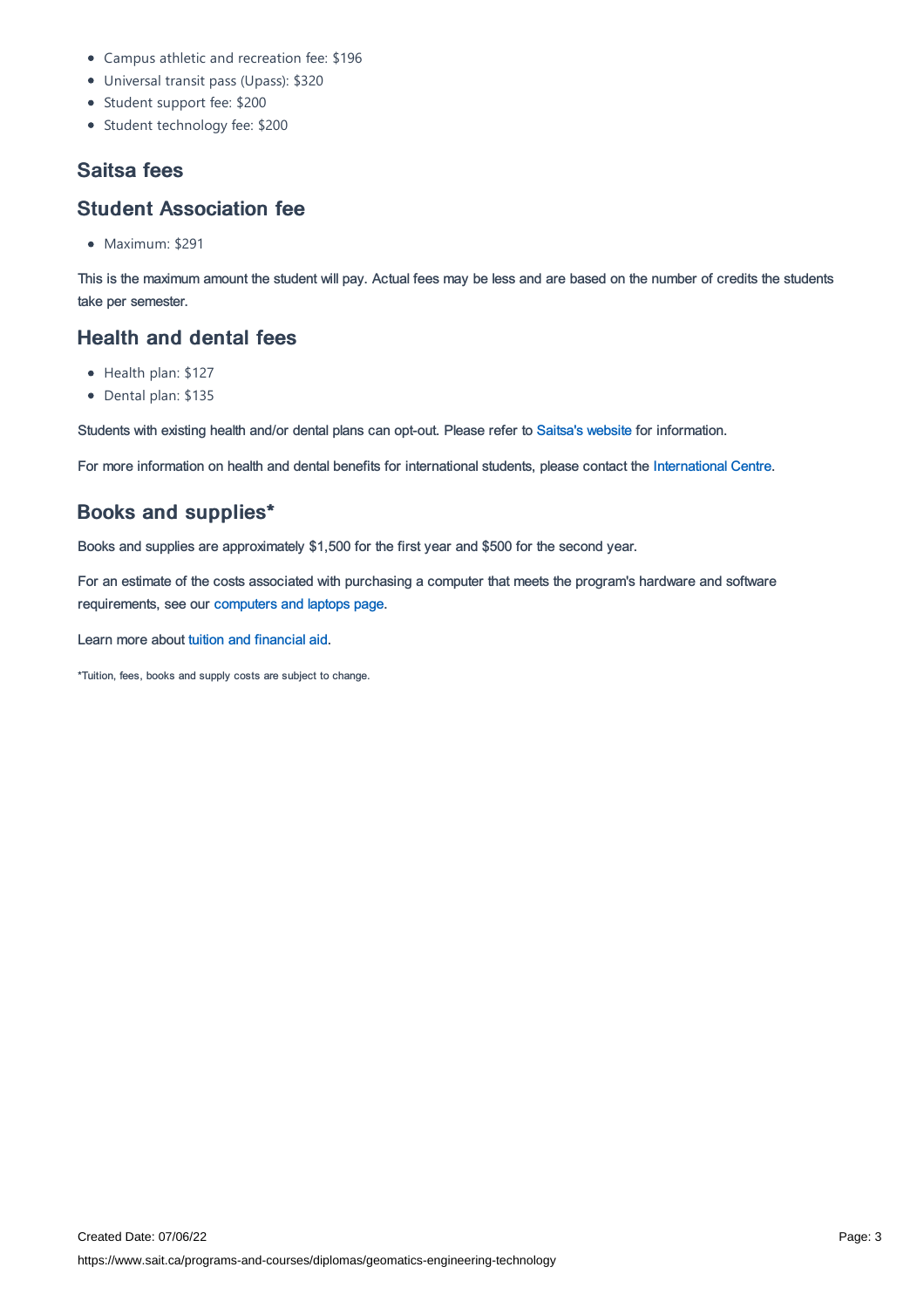- Campus athletic and recreation fee: $196
- Universal transit pass (Upass): $320
- Student support fee: $200
- Student technology fee: $200

## Saitsa fees

## Student Association fee

- Maximum: $291

This is the maximum amount the student will pay. Actual fees may be less and are based on the number of credits the students take per semester.

## Health and dental fees

- Health plan: $127
- Dental plan: $135

Students with existing health and/or dental plans can opt-out. Please refer to Saitsa's website for information.

For more information on health and dental benefits for international students, please contact the International Centre.

## Books and supplies*

Books and supplies are approximately $1,500 for the first year and $500 for the second year.

For an estimate of the costs associated with purchasing a computer that meets the program's hardware and software requirements, see our computers and laptops page.

Learn more about tuition and financial aid.

*Tuition, fees, books and supply costs are subject to change.